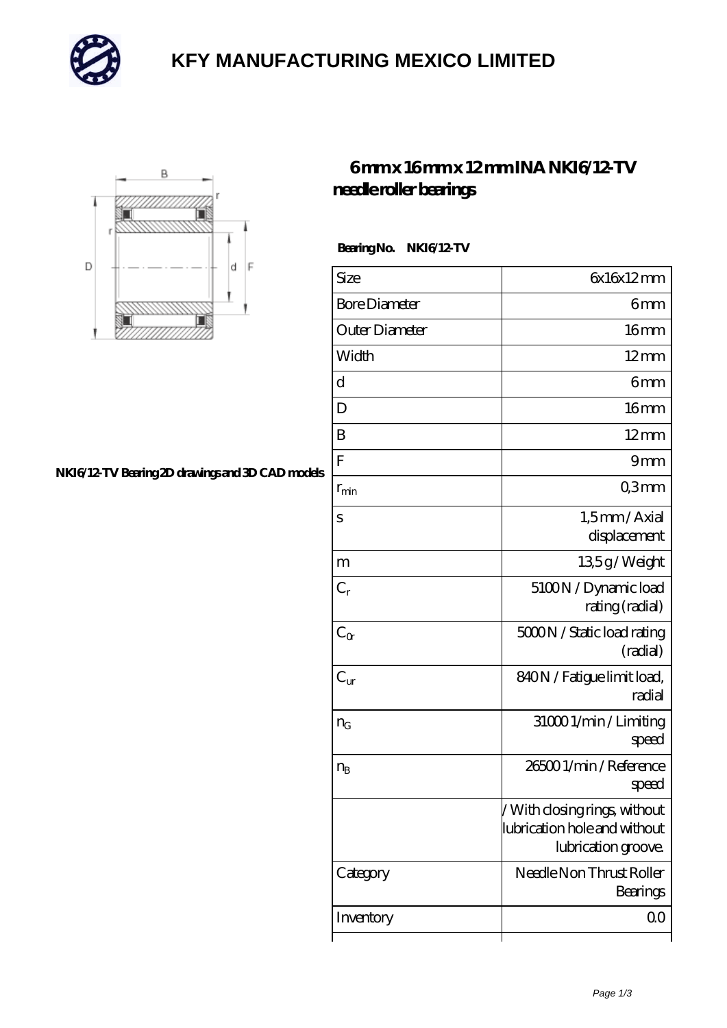# KFY MANUFACTURING MEXICO LIMITED

## 6 mm x 16 mm x 12 mm INA NKI6/12-TV needle roller bearings

NKI6/12-TV Bearing 2D drawings and 3D CAD models

**Bearing No. NKI6/12-TV**

| | |
|---|---|
| Size | 6x16x12 mm |
| Bore Diameter | 6 mm |
| Outer Diameter | 16 mm |
| Width | 12 mm |
| d | 6 mm |
| D | 16 mm |
| B | 12 mm |
| F | 9 mm |
| $r_{min}$ | 0,3 mm |
| s | 1,5 mm / Axial displacement |
| m | 13,5 g / Weight |
| $C_r$ | 5100 N / Dynamic load rating (radial) |
| $C_{0r}$ | 5000 N / Static load rating (radial) |
| $C_{ur}$ | 840 N / Fatigue limit load, radial |
| $n_G$ | 31000 1/min / Limiting speed |
| $n_B$ | 26500 1/min / Reference speed |
| | / With closing rings, without lubrication hole and without lubrication groove. |
| Category | Needle Non Thrust Roller Bearings |
| Inventory | 0.0 |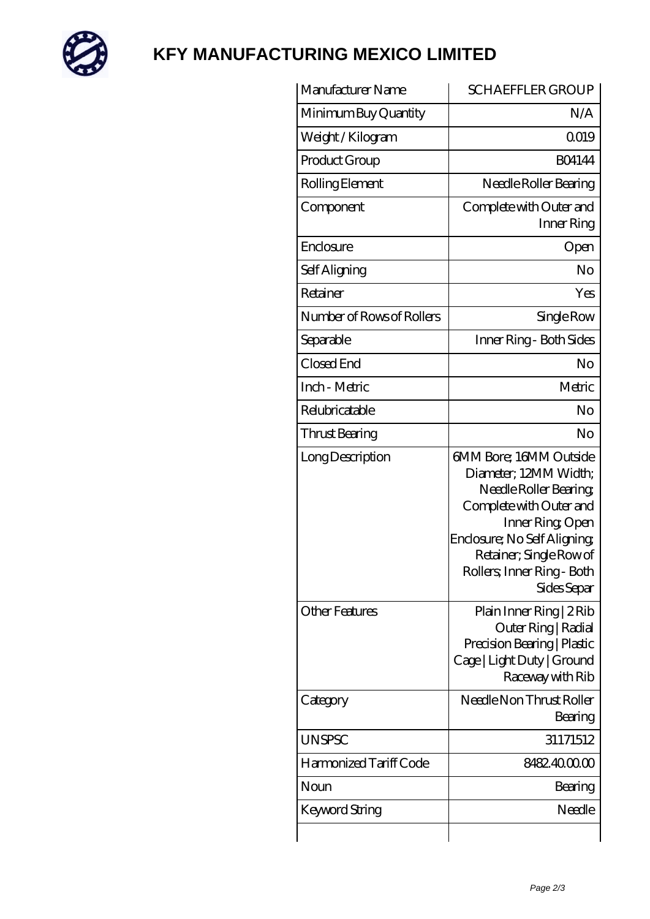# KFY MANUFACTURING MEXICO LIMITED

| Manufacturer Name | SCHAEFFLER GROUP |
| --- | --- |
| Minimum Buy Quantity | N/A |
| Weight / Kilogram | 0.019 |
| Product Group | B04144 |
| Rolling Element | Needle Roller Bearing |
| Component | Complete with Outer and Inner Ring |
| Enclosure | Open |
| Self Aligning | No |
| Retainer | Yes |
| Number of Rows of Rollers | Single Row |
| Separable | Inner Ring - Both Sides |
| Closed End | No |
| Inch - Metric | Metric |
| Relubricatable | No |
| Thrust Bearing | No |
| Long Description | 6MM Bore; 16MM Outside Diameter; 12MM Width; Needle Roller Bearing; Complete with Outer and Inner Ring; Open Enclosure; No Self Aligning; Retainer; Single Row of Rollers; Inner Ring - Both Sides Separ |
| Other Features | Plain Inner Ring \| 2 Rib Outer Ring \| Radial Precision Bearing \| Plastic Cage \| Light Duty \| Ground Raceway with Rib |
| Category | Needle Non Thrust Roller Bearing |
| UNSPSC | 31171512 |
| Harmonized Tariff Code | 8482.40.00.00 |
| Noun | Bearing |
| Keyword String | Needle |
| | |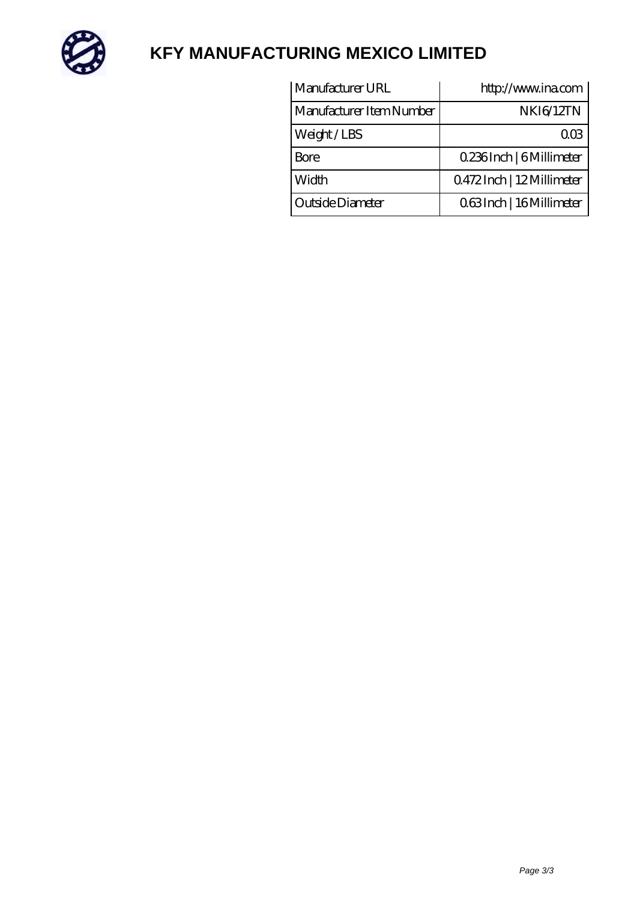# KFY MANUFACTURING MEXICO LIMITED

| | |
|---|---|
| Manufacturer URL | http://www.ina.com |
| Manufacturer Item Number | NKI6/12TN |
| Weight / LBS | 0.03 |
| Bore | 0.236 Inch \| 6 Millimeter |
| Width | 0.472 Inch \| 12 Millimeter |
| Outside Diameter | 0.63 Inch \| 16 Millimeter |